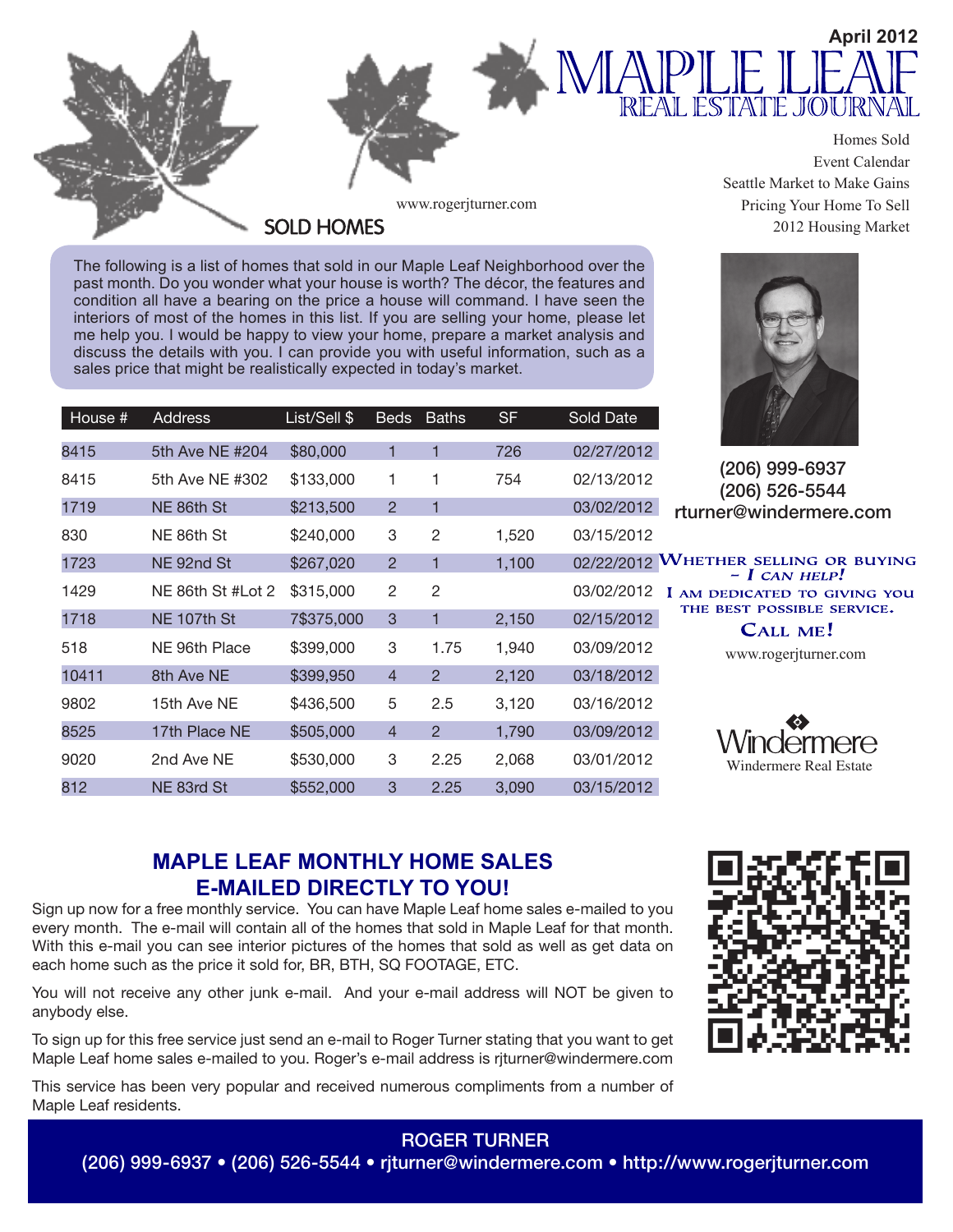April 2012

# MAPLE LEAF
## REAL ESTATE JOURNAL

Homes Sold
Event Calendar
Seattle Market to Make Gains
Pricing Your Home To Sell
2012 Housing Market

www.rogerjturner.com

## SOLD HOMES

The following is a list of homes that sold in our Maple Leaf Neighborhood over the past month. Do you wonder what your house is worth? The décor, the features and condition all have a bearing on the price a house will command. I have seen the interiors of most of the homes in this list. If you are selling your home, please let me help you. I would be happy to view your home, prepare a market analysis and discuss the details with you. I can provide you with useful information, such as a sales price that might be realistically expected in today's market.

| House # | Address | List/Sell $ | Beds | Baths | SF | Sold Date |
|---|---|---|---|---|---|---|
| 8415 | 5th Ave NE #204 | $80,000 | 1 | 1 | 726 | 02/27/2012 |
| 8415 | 5th Ave NE #302 | $133,000 | 1 | 1 | 754 | 02/13/2012 |
| 1719 | NE 86th St | $213,500 | 2 | 1 | | 03/02/2012 |
| 830 | NE 86th St | $240,000 | 3 | 2 | 1,520 | 03/15/2012 |
| 1723 | NE 92nd St | $267,020 | 2 | 1 | 1,100 | 02/22/2012 |
| 1429 | NE 86th St #Lot 2 | $315,000 | 2 | 2 | | 03/02/2012 |
| 1718 | NE 107th St | 7$375,000 | 3 | 1 | 2,150 | 02/15/2012 |
| 518 | NE 96th Place | $399,000 | 3 | 1.75 | 1,940 | 03/09/2012 |
| 10411 | 8th Ave NE | $399,950 | 4 | 2 | 2,120 | 03/18/2012 |
| 9802 | 15th Ave NE | $436,500 | 5 | 2.5 | 3,120 | 03/16/2012 |
| 8525 | 17th Place NE | $505,000 | 4 | 2 | 1,790 | 03/09/2012 |
| 9020 | 2nd Ave NE | $530,000 | 3 | 2.25 | 2,068 | 03/01/2012 |
| 812 | NE 83rd St | $552,000 | 3 | 2.25 | 3,090 | 03/15/2012 |

(206) 999-6937
(206) 526-5544
rturner@windermere.com

WHETHER SELLING OR BUYING – *I CAN HELP!*
I AM DEDICATED TO GIVING YOU THE BEST POSSIBLE SERVICE.
CALL ME!

www.rogerjturner.com

Windermere
Windermere Real Estate

## MAPLE LEAF MONTHLY HOME SALES E-MAILED DIRECTLY TO YOU!

Sign up now for a free monthly service. You can have Maple Leaf home sales e-mailed to you every month. The e-mail will contain all of the homes that sold in Maple Leaf for that month. With this e-mail you can see interior pictures of the homes that sold as well as get data on each home such as the price it sold for, BR, BTH, SQ FOOTAGE, ETC.

You will not receive any other junk e-mail. And your e-mail address will NOT be given to anybody else.

To sign up for this free service just send an e-mail to Roger Turner stating that you want to get Maple Leaf home sales e-mailed to you. Roger's e-mail address is rjturner@windermere.com

This service has been very popular and received numerous compliments from a number of Maple Leaf residents.

**ROGER TURNER**
**(206) 999-6937 • (206) 526-5544 • rjturner@windermere.com • http://www.rogerjturner.com**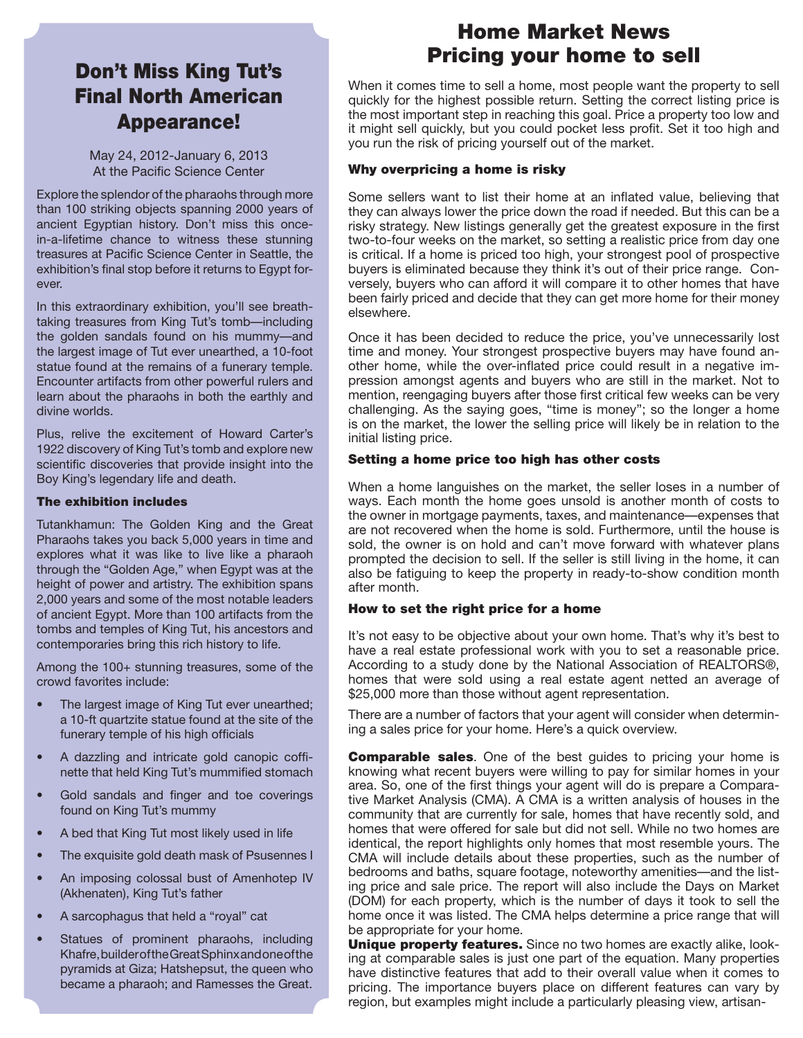## Don't Miss King Tut's Final North American Appearance!

May 24, 2012-January 6, 2013
At the Pacific Science Center

Explore the splendor of the pharaohs through more than 100 striking objects spanning 2000 years of ancient Egyptian history. Don't miss this once-in-a-lifetime chance to witness these stunning treasures at Pacific Science Center in Seattle, the exhibition's final stop before it returns to Egypt forever.

In this extraordinary exhibition, you'll see breathtaking treasures from King Tut's tomb—including the golden sandals found on his mummy—and the largest image of Tut ever unearthed, a 10-foot statue found at the remains of a funerary temple. Encounter artifacts from other powerful rulers and learn about the pharaohs in both the earthly and divine worlds.

Plus, relive the excitement of Howard Carter's 1922 discovery of King Tut's tomb and explore new scientific discoveries that provide insight into the Boy King's legendary life and death.

### The exhibition includes

Tutankhamun: The Golden King and the Great Pharaohs takes you back 5,000 years in time and explores what it was like to live like a pharaoh through the "Golden Age," when Egypt was at the height of power and artistry. The exhibition spans 2,000 years and some of the most notable leaders of ancient Egypt. More than 100 artifacts from the tombs and temples of King Tut, his ancestors and contemporaries bring this rich history to life.

Among the 100+ stunning treasures, some of the crowd favorites include:

- The largest image of King Tut ever unearthed; a 10-ft quartzite statue found at the site of the funerary temple of his high officials
- A dazzling and intricate gold canopic coffinette that held King Tut's mummified stomach
- Gold sandals and finger and toe coverings found on King Tut's mummy
- A bed that King Tut most likely used in life
- The exquisite gold death mask of Psusennes I
- An imposing colossal bust of Amenhotep IV (Akhenaten), King Tut's father
- A sarcophagus that held a "royal" cat
- Statues of prominent pharaohs, including Khafre, builder of the Great Sphinx and one of the pyramids at Giza; Hatshepsut, the queen who became a pharaoh; and Ramesses the Great.

## Home Market News
## Pricing your home to sell

When it comes time to sell a home, most people want the property to sell quickly for the highest possible return. Setting the correct listing price is the most important step in reaching this goal. Price a property too low and it might sell quickly, but you could pocket less profit. Set it too high and you run the risk of pricing yourself out of the market.

### Why overpricing a home is risky

Some sellers want to list their home at an inflated value, believing that they can always lower the price down the road if needed. But this can be a risky strategy. New listings generally get the greatest exposure in the first two-to-four weeks on the market, so setting a realistic price from day one is critical. If a home is priced too high, your strongest pool of prospective buyers is eliminated because they think it's out of their price range. Conversely, buyers who can afford it will compare it to other homes that have been fairly priced and decide that they can get more home for their money elsewhere.

Once it has been decided to reduce the price, you've unnecessarily lost time and money. Your strongest prospective buyers may have found another home, while the over-inflated price could result in a negative impression amongst agents and buyers who are still in the market. Not to mention, reengaging buyers after those first critical few weeks can be very challenging. As the saying goes, "time is money"; so the longer a home is on the market, the lower the selling price will likely be in relation to the initial listing price.

### Setting a home price too high has other costs

When a home languishes on the market, the seller loses in a number of ways. Each month the home goes unsold is another month of costs to the owner in mortgage payments, taxes, and maintenance—expenses that are not recovered when the home is sold. Furthermore, until the house is sold, the owner is on hold and can't move forward with whatever plans prompted the decision to sell. If the seller is still living in the home, it can also be fatiguing to keep the property in ready-to-show condition month after month.

### How to set the right price for a home

It's not easy to be objective about your own home. That's why it's best to have a real estate professional work with you to set a reasonable price. According to a study done by the National Association of REALTORS®, homes that were sold using a real estate agent netted an average of $25,000 more than those without agent representation.

There are a number of factors that your agent will consider when determining a sales price for your home. Here's a quick overview.

**Comparable sales**. One of the best guides to pricing your home is knowing what recent buyers were willing to pay for similar homes in your area. So, one of the first things your agent will do is prepare a Comparative Market Analysis (CMA). A CMA is a written analysis of houses in the community that are currently for sale, homes that have recently sold, and homes that were offered for sale but did not sell. While no two homes are identical, the report highlights only homes that most resemble yours. The CMA will include details about these properties, such as the number of bedrooms and baths, square footage, noteworthy amenities—and the listing price and sale price. The report will also include the Days on Market (DOM) for each property, which is the number of days it took to sell the home once it was listed. The CMA helps determine a price range that will be appropriate for your home.

**Unique property features.** Since no two homes are exactly alike, looking at comparable sales is just one part of the equation. Many properties have distinctive features that add to their overall value when it comes to pricing. The importance buyers place on different features can vary by region, but examples might include a particularly pleasing view, artisan-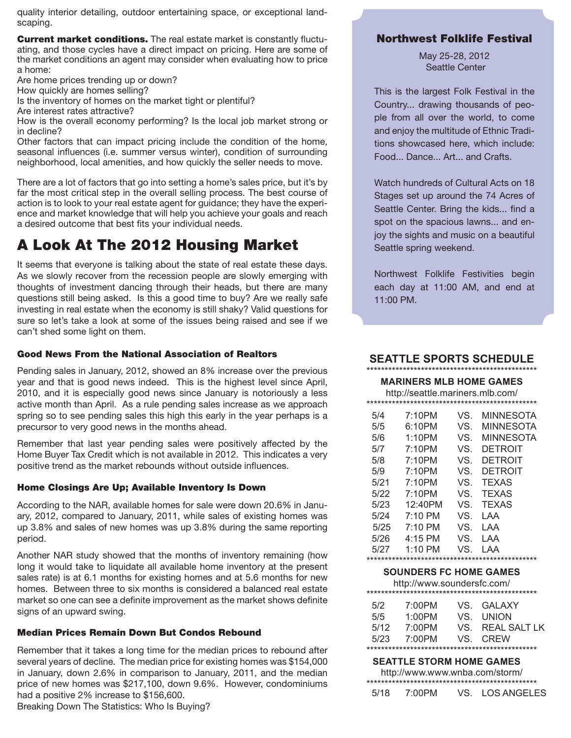quality interior detailing, outdoor entertaining space, or exceptional landscaping.

**Current market conditions.** The real estate market is constantly fluctuating, and those cycles have a direct impact on pricing. Here are some of the market conditions an agent may consider when evaluating how to price a home:

Are home prices trending up or down?
How quickly are homes selling?
Is the inventory of homes on the market tight or plentiful?
Are interest rates attractive?
How is the overall economy performing? Is the local job market strong or in decline?
Other factors that can impact pricing include the condition of the home, seasonal influences (i.e. summer versus winter), condition of surrounding neighborhood, local amenities, and how quickly the seller needs to move.

There are a lot of factors that go into setting a home's sales price, but it's by far the most critical step in the overall selling process. The best course of action is to look to your real estate agent for guidance; they have the experience and market knowledge that will help you achieve your goals and reach a desired outcome that best fits your individual needs.

# A Look At The 2012 Housing Market

It seems that everyone is talking about the state of real estate these days. As we slowly recover from the recession people are slowly emerging with thoughts of investment dancing through their heads, but there are many questions still being asked. Is this a good time to buy? Are we really safe investing in real estate when the economy is still shaky? Valid questions for sure so let's take a look at some of the issues being raised and see if we can't shed some light on them.

### Good News From the National Association of Realtors

Pending sales in January, 2012, showed an 8% increase over the previous year and that is good news indeed. This is the highest level since April, 2010, and it is especially good news since January is notoriously a less active month than April. As a rule pending sales increase as we approach spring so to see pending sales this high this early in the year perhaps is a precursor to very good news in the months ahead.

Remember that last year pending sales were positively affected by the Home Buyer Tax Credit which is not available in 2012. This indicates a very positive trend as the market rebounds without outside influences.

### Home Closings Are Up; Available Inventory Is Down

According to the NAR, available homes for sale were down 20.6% in January, 2012, compared to January, 2011, while sales of existing homes was up 3.8% and sales of new homes was up 3.8% during the same reporting period.

Another NAR study showed that the months of inventory remaining (how long it would take to liquidate all available home inventory at the present sales rate) is at 6.1 months for existing homes and at 5.6 months for new homes. Between three to six months is considered a balanced real estate market so one can see a definite improvement as the market shows definite signs of an upward swing.

### Median Prices Remain Down But Condos Rebound

Remember that it takes a long time for the median prices to rebound after several years of decline. The median price for existing homes was $154,000 in January, down 2.6% in comparison to January, 2011, and the median price of new homes was $217,100, down 9.6%. However, condominiums had a positive 2% increase to $156,600.
Breaking Down The Statistics: Who Is Buying?

### Northwest Folklife Festival

May 25-28, 2012
Seattle Center

This is the largest Folk Festival in the Country... drawing thousands of people from all over the world, to come and enjoy the multitude of Ethnic Traditions showcased here, which include: Food... Dance... Art... and Crafts.

Watch hundreds of Cultural Acts on 18 Stages set up around the 74 Acres of Seattle Center. Bring the kids... find a spot on the spacious lawns... and enjoy the sights and music on a beautiful Seattle spring weekend.

Northwest Folklife Festivities begin each day at 11:00 AM, and end at 11:00 PM.

## SEATTLE SPORTS SCHEDULE

**MARINERS MLB HOME GAMES**
http://seattle.mariners.mlb.com/

| | | | |
|---|---|---|---|
| 5/4 | 7:10PM | VS. | MINNESOTA |
| 5/5 | 6:10PM | VS. | MINNESOTA |
| 5/6 | 1:10PM | VS. | MINNESOTA |
| 5/7 | 7:10PM | VS. | DETROIT |
| 5/8 | 7:10PM | VS. | DETROIT |
| 5/9 | 7:10PM | VS. | DETROIT |
| 5/21 | 7:10PM | VS. | TEXAS |
| 5/22 | 7:10PM | VS. | TEXAS |
| 5/23 | 12:40PM | VS. | TEXAS |
| 5/24 | 7:10 PM | VS. | LAA |
| 5/25 | 7:10 PM | VS. | LAA |
| 5/26 | 4:15 PM | VS. | LAA |
| 5/27 | 1:10 PM | VS. | LAA |

**SOUNDERS FC HOME GAMES**
http://www.soundersfc.com/

| | | | |
|---|---|---|---|
| 5/2 | 7:00PM | VS. | GALAXY |
| 5/5 | 1:00PM | VS. | UNION |
| 5/12 | 7:00PM | VS. | REAL SALT LK |
| 5/23 | 7:00PM | VS. | CREW |

**SEATTLE STORM HOME GAMES**
http://www.www.wnba.com/storm/

| | | | |
|---|---|---|---|
| 5/18 | 7:00PM | VS. | LOS ANGELES |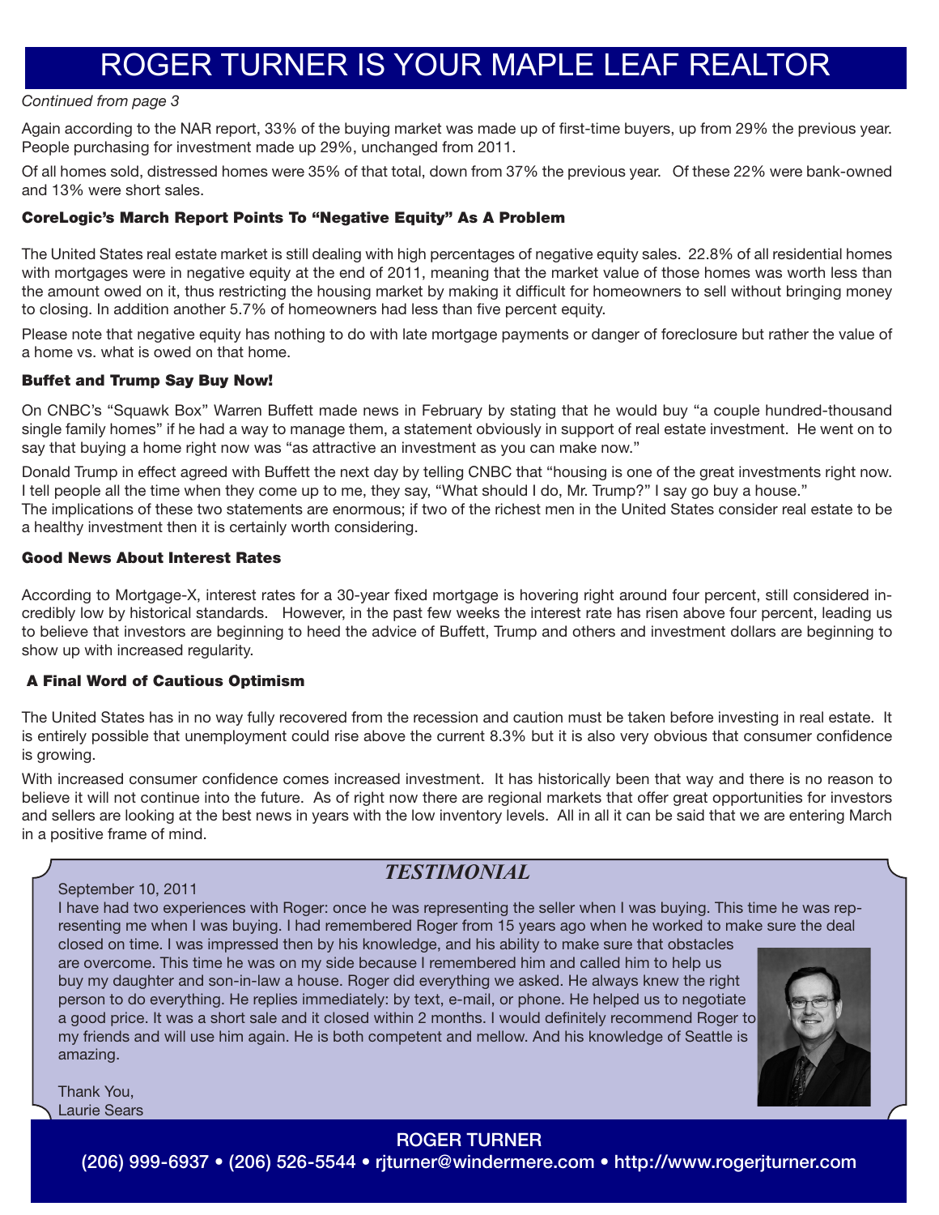# ROGER TURNER IS YOUR MAPLE LEAF REALTOR

*Continued from page 3*

Again according to the NAR report, 33% of the buying market was made up of first-time buyers, up from 29% the previous year. People purchasing for investment made up 29%, unchanged from 2011.

Of all homes sold, distressed homes were 35% of that total, down from 37% the previous year. Of these 22% were bank-owned and 13% were short sales.

### CoreLogic's March Report Points To "Negative Equity" As A Problem

The United States real estate market is still dealing with high percentages of negative equity sales. 22.8% of all residential homes with mortgages were in negative equity at the end of 2011, meaning that the market value of those homes was worth less than the amount owed on it, thus restricting the housing market by making it difficult for homeowners to sell without bringing money to closing. In addition another 5.7% of homeowners had less than five percent equity.

Please note that negative equity has nothing to do with late mortgage payments or danger of foreclosure but rather the value of a home vs. what is owed on that home.

### Buffet and Trump Say Buy Now!

On CNBC's "Squawk Box" Warren Buffett made news in February by stating that he would buy "a couple hundred-thousand single family homes" if he had a way to manage them, a statement obviously in support of real estate investment. He went on to say that buying a home right now was "as attractive an investment as you can make now."

Donald Trump in effect agreed with Buffett the next day by telling CNBC that "housing is one of the great investments right now. I tell people all the time when they come up to me, they say, "What should I do, Mr. Trump?" I say go buy a house."
The implications of these two statements are enormous; if two of the richest men in the United States consider real estate to be a healthy investment then it is certainly worth considering.

### Good News About Interest Rates

According to Mortgage-X, interest rates for a 30-year fixed mortgage is hovering right around four percent, still considered incredibly low by historical standards. However, in the past few weeks the interest rate has risen above four percent, leading us to believe that investors are beginning to heed the advice of Buffett, Trump and others and investment dollars are beginning to show up with increased regularity.

### A Final Word of Cautious Optimism

The United States has in no way fully recovered from the recession and caution must be taken before investing in real estate. It is entirely possible that unemployment could rise above the current 8.3% but it is also very obvious that consumer confidence is growing.

With increased consumer confidence comes increased investment. It has historically been that way and there is no reason to believe it will not continue into the future. As of right now there are regional markets that offer great opportunities for investors and sellers are looking at the best news in years with the low inventory levels. All in all it can be said that we are entering March in a positive frame of mind.

## *TESTIMONIAL*

September 10, 2011

I have had two experiences with Roger: once he was representing the seller when I was buying. This time he was representing me when I was buying. I had remembered Roger from 15 years ago when he worked to make sure the deal closed on time. I was impressed then by his knowledge, and his ability to make sure that obstacles are overcome. This time he was on my side because I remembered him and called him to help us buy my daughter and son-in-law a house. Roger did everything we asked. He always knew the right person to do everything. He replies immediately: by text, e-mail, or phone. He helped us to negotiate a good price. It was a short sale and it closed within 2 months. I would definitely recommend Roger to my friends and will use him again. He is both competent and mellow. And his knowledge of Seattle is amazing.

Thank You,
Laurie Sears

**ROGER TURNER**

**(206) 999-6937 • (206) 526-5544 • rjturner@windermere.com • http://www.rogerjturner.com**